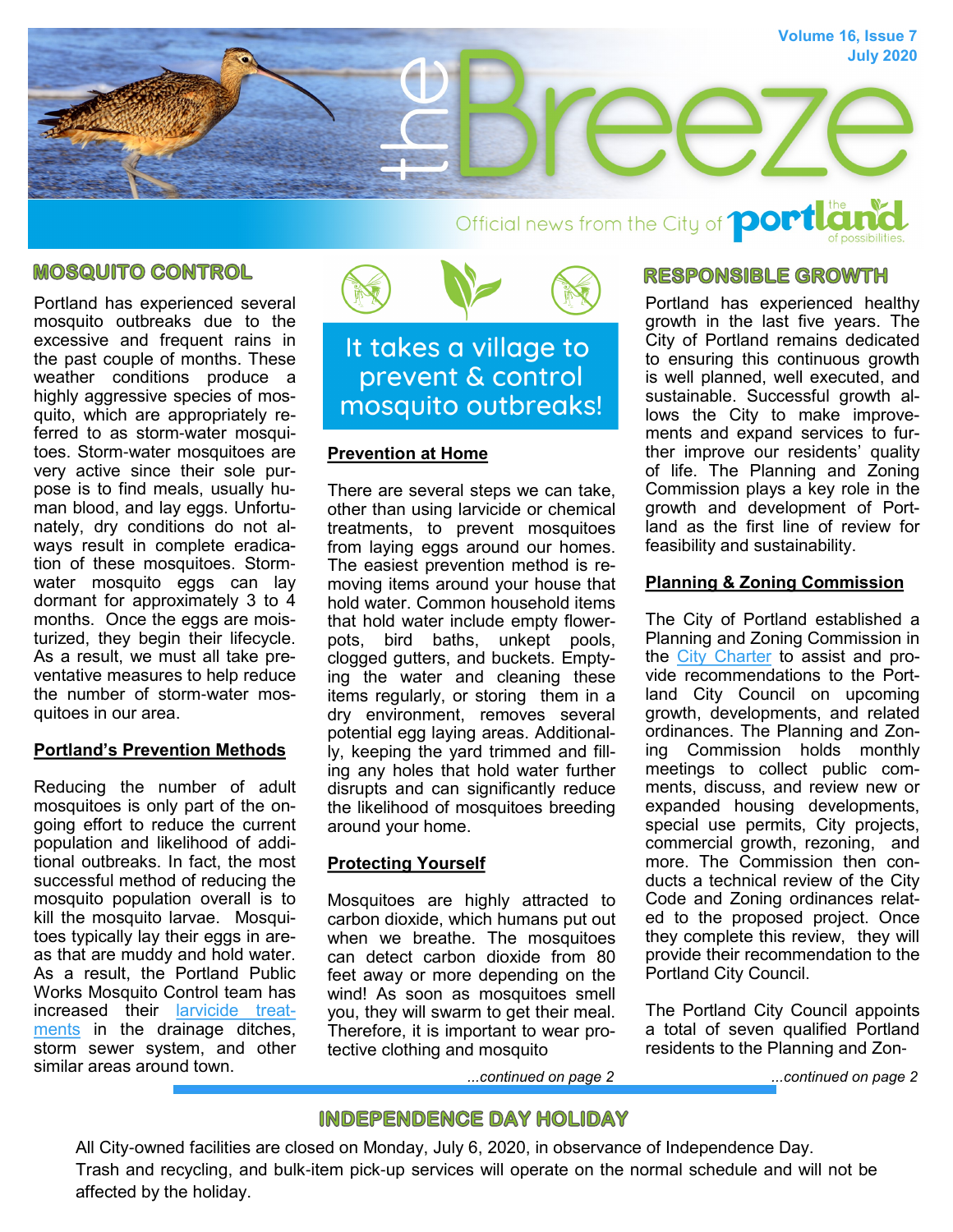# the Breeze

Volume 16, Issue 7
July 2020

Official news from the City of Portland — the land of possibilities.

## MOSQUITO CONTROL

Portland has experienced several mosquito outbreaks due to the excessive and frequent rains in the past couple of months. These weather conditions produce a highly aggressive species of mosquito, which are appropriately referred to as storm-water mosquitoes. Storm-water mosquitoes are very active since their sole purpose is to find meals, usually human blood, and lay eggs. Unfortunately, dry conditions do not always result in complete eradication of these mosquitoes. Storm-water mosquito eggs can lay dormant for approximately 3 to 4 months. Once the eggs are moisturized, they begin their lifecycle. As a result, we must all take preventative measures to help reduce the number of storm-water mosquitoes in our area.

### Portland's Prevention Methods

Reducing the number of adult mosquitoes is only part of the ongoing effort to reduce the current population and likelihood of additional outbreaks. In fact, the most successful method of reducing the mosquito population overall is to kill the mosquito larvae. Mosquitoes typically lay their eggs in areas that are muddy and hold water. As a result, the Portland Public Works Mosquito Control team has increased their larvicide treatments in the drainage ditches, storm sewer system, and other similar areas around town.

**It takes a village to prevent & control mosquito outbreaks!**

### Prevention at Home

There are several steps we can take, other than using larvicide or chemical treatments, to prevent mosquitoes from laying eggs around our homes. The easiest prevention method is removing items around your house that hold water. Common household items that hold water include empty flowerpots, bird baths, unkept pools, clogged gutters, and buckets. Emptying the water and cleaning these items regularly, or storing them in a dry environment, removes several potential egg laying areas. Additionally, keeping the yard trimmed and filling any holes that hold water further disrupts and can significantly reduce the likelihood of mosquitoes breeding around your home.

### Protecting Yourself

Mosquitoes are highly attracted to carbon dioxide, which humans put out when we breathe. The mosquitoes can detect carbon dioxide from 80 feet away or more depending on the wind! As soon as mosquitoes smell you, they will swarm to get their meal. Therefore, it is important to wear protective clothing and mosquito

*...continued on page 2*

## RESPONSIBLE GROWTH

Portland has experienced healthy growth in the last five years. The City of Portland remains dedicated to ensuring this continuous growth is well planned, well executed, and sustainable. Successful growth allows the City to make improvements and expand services to further improve our residents' quality of life. The Planning and Zoning Commission plays a key role in the growth and development of Portland as the first line of review for feasibility and sustainability.

### Planning & Zoning Commission

The City of Portland established a Planning and Zoning Commission in the City Charter to assist and provide recommendations to the Portland City Council on upcoming growth, developments, and related ordinances. The Planning and Zoning Commission holds monthly meetings to collect public comments, discuss, and review new or expanded housing developments, special use permits, City projects, commercial growth, rezoning, and more. The Commission then conducts a technical review of the City Code and Zoning ordinances related to the proposed project. Once they complete this review, they will provide their recommendation to the Portland City Council.

The Portland City Council appoints a total of seven qualified Portland residents to the Planning and Zon-

*...continued on page 2*

## INDEPENDENCE DAY HOLIDAY

All City-owned facilities are closed on Monday, July 6, 2020, in observance of Independence Day.
Trash and recycling, and bulk-item pick-up services will operate on the normal schedule and will not be affected by the holiday.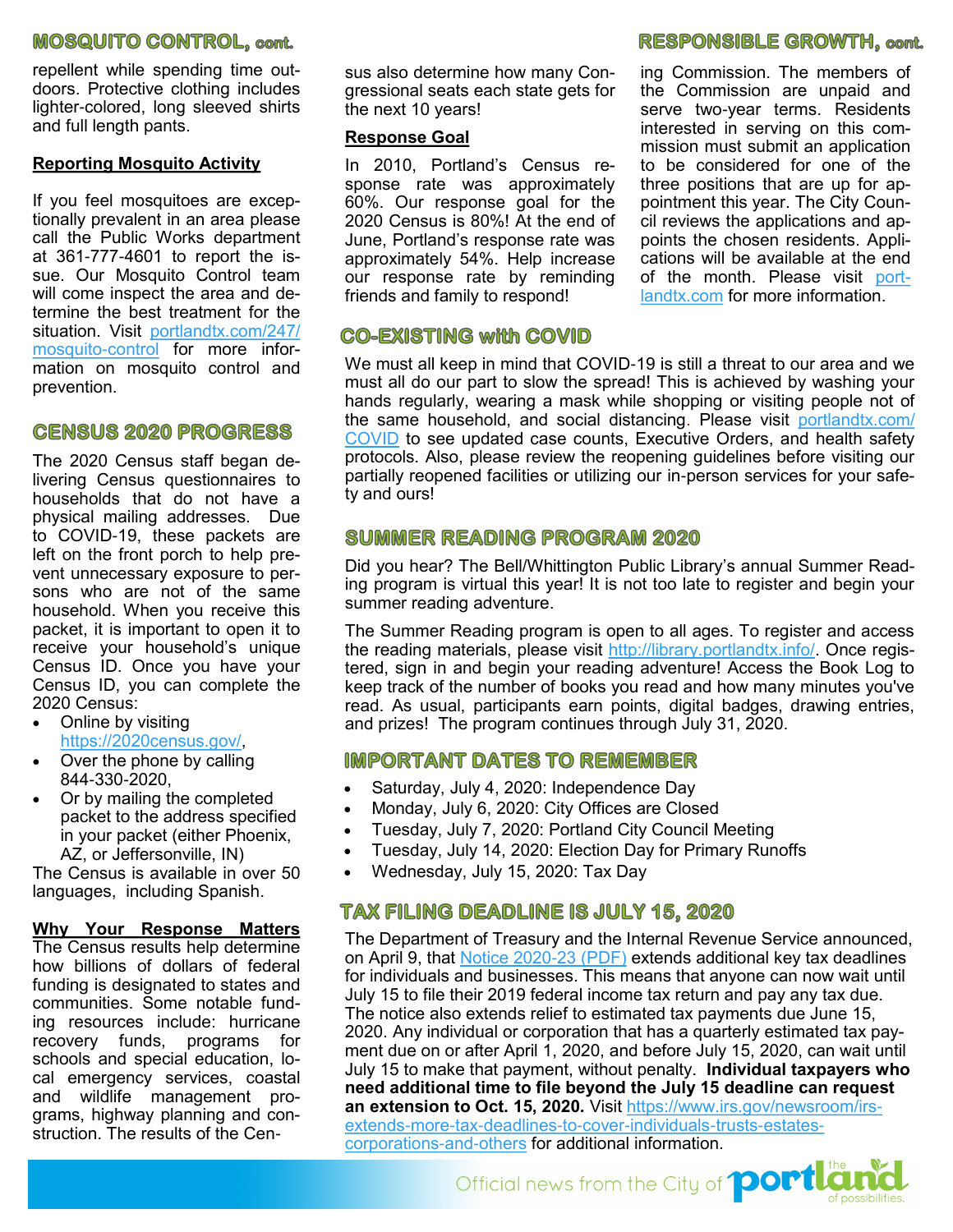## MOSQUITO CONTROL, cont.

repellent while spending time outdoors. Protective clothing includes lighter-colored, long sleeved shirts and full length pants.

**Reporting Mosquito Activity**

If you feel mosquitoes are exceptionally prevalent in an area please call the Public Works department at 361-777-4601 to report the issue. Our Mosquito Control team will come inspect the area and determine the best treatment for the situation. Visit portlandtx.com/247/mosquito-control for more information on mosquito control and prevention.

## CENSUS 2020 PROGRESS

The 2020 Census staff began delivering Census questionnaires to households that do not have a physical mailing addresses. Due to COVID-19, these packets are left on the front porch to help prevent unnecessary exposure to persons who are not of the same household. When you receive this packet, it is important to open it to receive your household's unique Census ID. Once you have your Census ID, you can complete the 2020 Census:

- Online by visiting https://2020census.gov/,
- Over the phone by calling 844-330-2020,
- Or by mailing the completed packet to the address specified in your packet (either Phoenix, AZ, or Jeffersonville, IN)

The Census is available in over 50 languages, including Spanish.

**Why Your Response Matters**

The Census results help determine how billions of dollars of federal funding is designated to states and communities. Some notable funding resources include: hurricane recovery funds, programs for schools and special education, local emergency services, coastal and wildlife management programs, highway planning and construction. The results of the Census also determine how many Congressional seats each state gets for the next 10 years!

**Response Goal**

In 2010, Portland's Census response rate was approximately 60%. Our response goal for the 2020 Census is 80%! At the end of June, Portland's response rate was approximately 54%. Help increase our response rate by reminding friends and family to respond!

## RESPONSIBLE GROWTH, cont.

ing Commission. The members of the Commission are unpaid and serve two-year terms. Residents interested in serving on this commission must submit an application to be considered for one of the three positions that are up for appointment this year. The City Council reviews the applications and appoints the chosen residents. Applications will be available at the end of the month. Please visit portlandtx.com for more information.

## CO-EXISTING with COVID

We must all keep in mind that COVID-19 is still a threat to our area and we must all do our part to slow the spread! This is achieved by washing your hands regularly, wearing a mask while shopping or visiting people not of the same household, and social distancing. Please visit portlandtx.com/COVID to see updated case counts, Executive Orders, and health safety protocols. Also, please review the reopening guidelines before visiting our partially reopened facilities or utilizing our in-person services for your safety and ours!

## SUMMER READING PROGRAM 2020

Did you hear? The Bell/Whittington Public Library's annual Summer Reading program is virtual this year! It is not too late to register and begin your summer reading adventure.

The Summer Reading program is open to all ages. To register and access the reading materials, please visit http://library.portlandtx.info/. Once registered, sign in and begin your reading adventure! Access the Book Log to keep track of the number of books you read and how many minutes you've read. As usual, participants earn points, digital badges, drawing entries, and prizes! The program continues through July 31, 2020.

## IMPORTANT DATES TO REMEMBER

- Saturday, July 4, 2020: Independence Day
- Monday, July 6, 2020: City Offices are Closed
- Tuesday, July 7, 2020: Portland City Council Meeting
- Tuesday, July 14, 2020: Election Day for Primary Runoffs
- Wednesday, July 15, 2020: Tax Day

## TAX FILING DEADLINE IS JULY 15, 2020

The Department of Treasury and the Internal Revenue Service announced, on April 9, that Notice 2020-23 (PDF) extends additional key tax deadlines for individuals and businesses. This means that anyone can now wait until July 15 to file their 2019 federal income tax return and pay any tax due. The notice also extends relief to estimated tax payments due June 15, 2020. Any individual or corporation that has a quarterly estimated tax payment due on or after April 1, 2020, and before July 15, 2020, can wait until July 15 to make that payment, without penalty. **Individual taxpayers who need additional time to file beyond the July 15 deadline can request an extension to Oct. 15, 2020.** Visit https://www.irs.gov/newsroom/irs-extends-more-tax-deadlines-to-cover-individuals-trusts-estates-corporations-and-others for additional information.